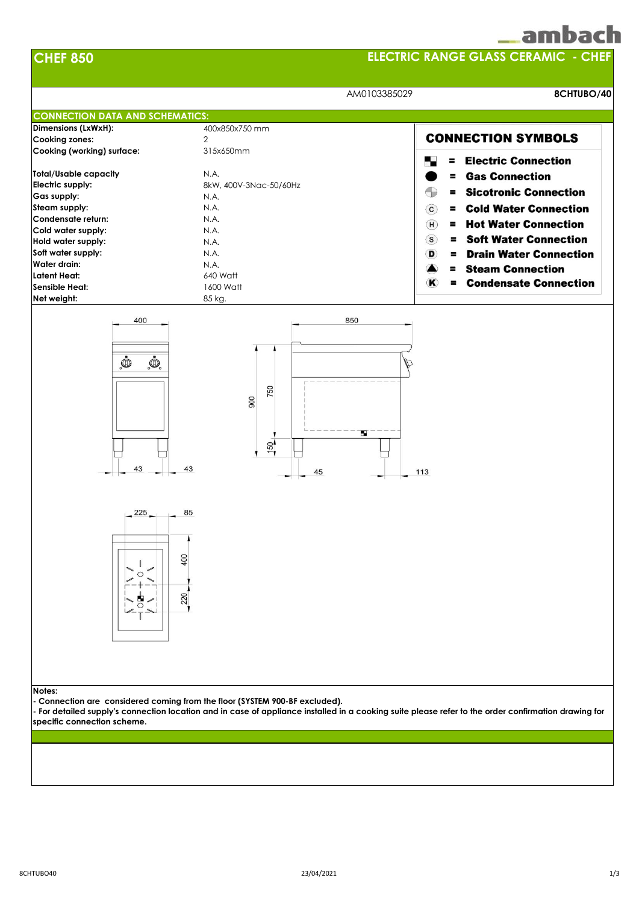ambach

# CHEF 850

## ELECTRIC RANGE GLASS CERAMIC - CHEF

AM0103385029 **8CHTUBO/40**

## CONNECTION DATA AND SCHEMATICS:

| | |
|---|---|
| **Dimensions (LxWxH):** | 400x850x750 mm |
| **Cooking zones:** | 2 |
| **Cooking (working) surface:** | 315x650mm |
| **Total/Usable capacity** | N.A. |
| **Electric supply:** | 8kW, 400V-3Nac-50/60Hz |
| **Gas supply:** | N.A. |
| **Steam supply:** | N.A. |
| **Condensate return:** | N.A. |
| **Cold water supply:** | N.A. |
| **Hold water supply:** | N.A. |
| **Soft water supply:** | N.A. |
| **Water drain:** | N.A. |
| **Latent Heat:** | 640 Watt |
| **Sensible Heat:** | 1600 Watt |
| **Net weight:** | 85 kg. |

### CONNECTION SYMBOLS

- = **Electric Connection**
- = **Gas Connection**
- = **Sicotronic Connection**
- C = **Cold Water Connection**
- H = **Hot Water Connection**
- S = **Soft Water Connection**
- D = **Drain Water Connection**
- = **Steam Connection**
- K = **Condensate Connection**

**Notes:**

**- Connection are considered coming from the floor (SYSTEM 900-BF excluded).**

**- For detailed supply's connection location and in case of appliance installed in a cooking suite please refer to the order confirmation drawing for specific connection scheme.**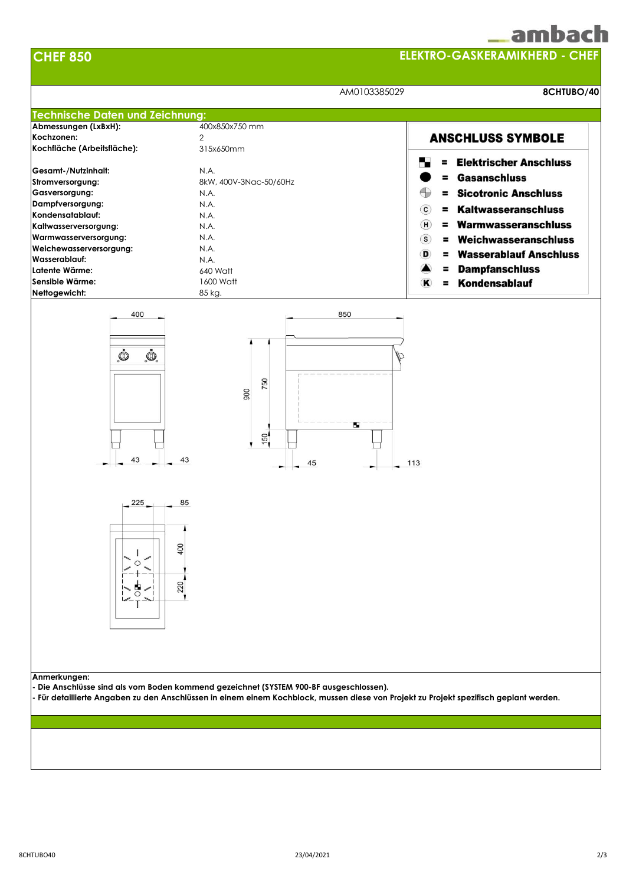# CHEF 850

## ELEKTRO-GASKERAMIKHERD - CHEF

AM0103385029 **8CHTUBO/40**

## Technische Daten und Zeichnung:

| | |
|---|---|
| **Abmessungen (LxBxH):** | 400x850x750 mm |
| **Kochzonen:** | 2 |
| **Kochfläche (Arbeitsfläche):** | 315x650mm |
| **Gesamt-/Nutzinhalt:** | N.A. |
| **Stromversorgung:** | 8kW, 400V-3Nac-50/60Hz |
| **Gasversorgung:** | N.A. |
| **Dampfversorgung:** | N.A. |
| **Kondensatablauf:** | N.A. |
| **Kaltwasserversorgung:** | N.A. |
| **Warmwasserversorgung:** | N.A. |
| **Weichewasserversorgung:** | N.A. |
| **Wasserablauf:** | N.A. |
| **Latente Wärme:** | 640 Watt |
| **Sensible Wärme:** | 1600 Watt |
| **Nettogewicht:** | 85 kg. |

### ANSCHLUSS SYMBOLE

- **= Elektrischer Anschluss**
- **= Gasanschluss**
- **= Sicotronic Anschluss**
- **(C) = Kaltwasseranschluss**
- **(H) = Warmwasseranschluss**
- **(S) = Weichwasseranschluss**
- **(D) = Wasserablauf Anschluss**
- **= Dampfanschluss**
- **(K) = Kondensablauf**

400, 43, 43, 850, 900, 750, 150, 45, 113, 225, 85, 400, 220

**Anmerkungen:**

- **Die Anschlüsse sind als vom Boden kommend gezeichnet (SYSTEM 900-BF ausgeschlossen).**
- **Für detaillierte Angaben zu den Anschlüssen in einem einem Kochblock, mussen diese von Projekt zu Projekt spezifisch geplant werden.**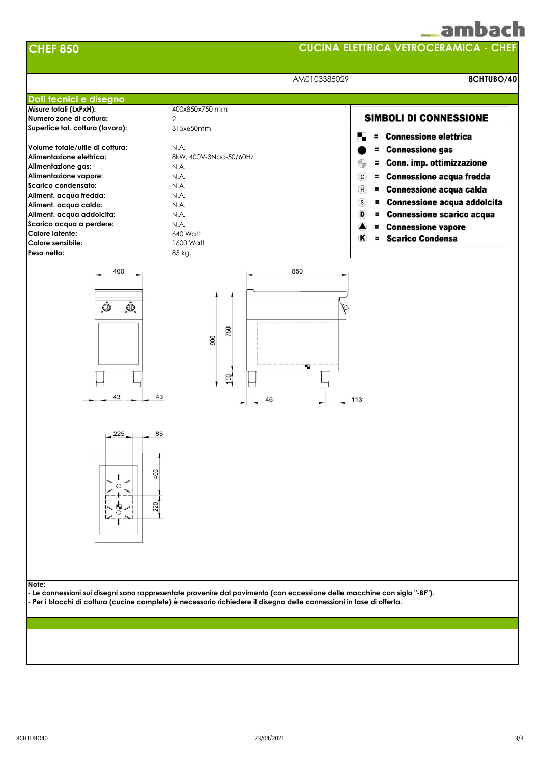**ambach**

# CHEF 850

## CUCINA ELETTRICA VETROCERAMICA - CHEF

AM0103385029 **8CHTUBO/40**

## Dati tecnici e disegno

| | |
|---|---|
| **Misure totali (LxPxH):** | 400x850x750 mm |
| **Numero zone di cottura:** | 2 |
| **Superfice tot. cottura (lavoro):** | 315x650mm |
| **Volume totale/utile di cottura:** | N.A. |
| **Alimentazione elettrica:** | 8kW, 400V-3Nac-50/60Hz |
| **Alimentazione gas:** | N.A. |
| **Alimentazione vapore:** | N.A. |
| **Scarico condensato:** | N.A. |
| **Aliment. acqua fredda:** | N.A. |
| **Aliment. acqua calda:** | N.A. |
| **Aliment. acqua addolcita:** | N.A. |
| **Scarico acqua a perdere:** | N.A. |
| **Calore latente:** | 640 Watt |
| **Calore sensibile:** | 1600 Watt |
| **Peso netto:** | 85 kg. |

### SIMBOLI DI CONNESSIONE

- = **Connessione elettrica**
- = **Connessione gas**
- = **Conn. imp. ottimizzazione**
- C = **Connessione acqua fredda**
- H = **Connessione acqua calda**
- S = **Connessione acqua addolcita**
- D = **Connessione scarico acqua**
- = **Connessione vapore**
- K = **Scarico Condensa**

400
43
43
850
900
750
150
45
113
225
85
400
220

**Note:**
- Le connessioni sui disegni sono rappresentate provenire dal pavimento (con eccessione delle macchine con sigla "-BF").
- Per i blocchi di cottura (cucine complete) è necessario richiedere il disegno delle connessioni in fase di offerta.

8CHTUBO40 23/04/2021